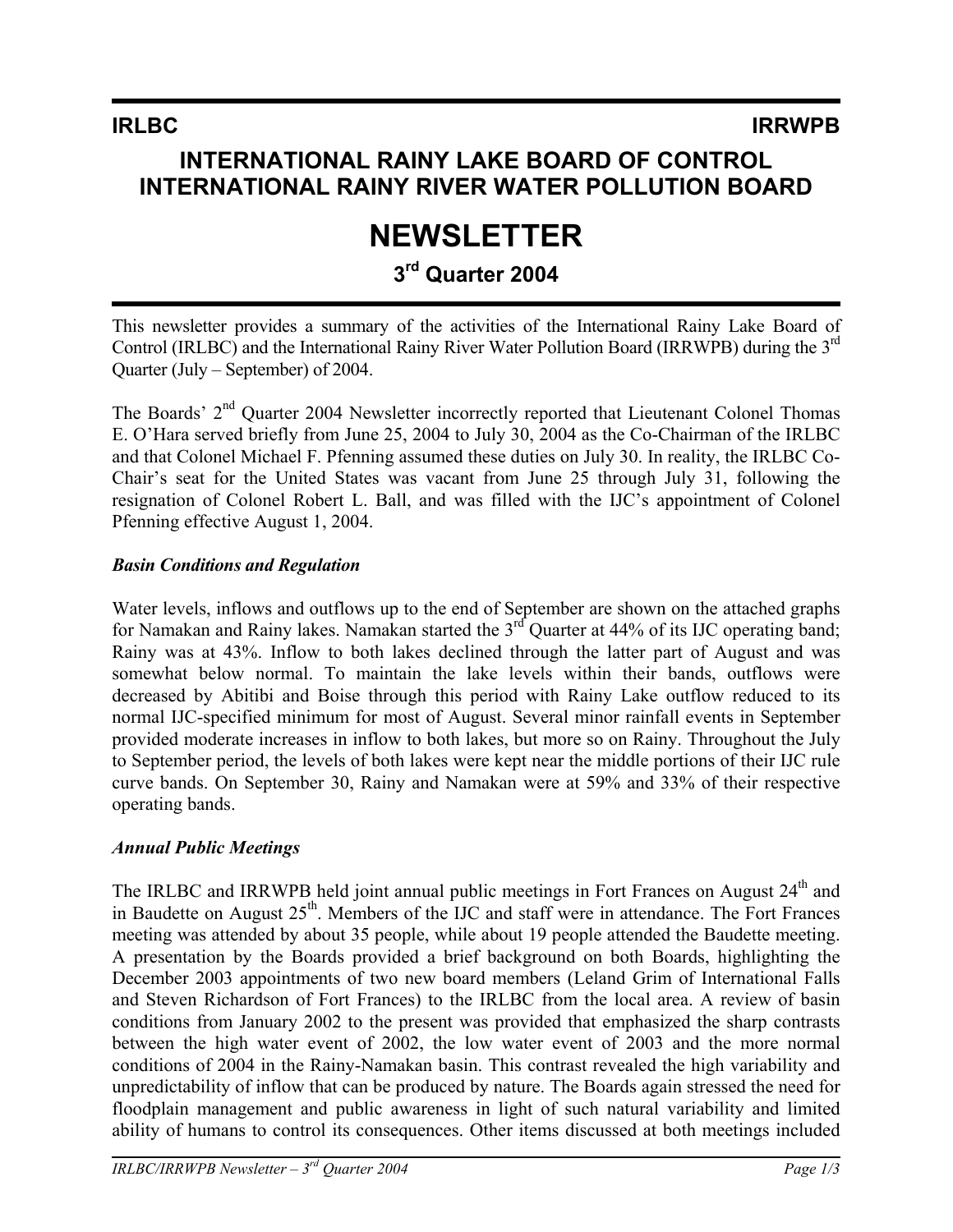**IRLBC** **IRRWPB**

# INTERNATIONAL RAINY LAKE BOARD OF CONTROL INTERNATIONAL RAINY RIVER WATER POLLUTION BOARD

# NEWSLETTER

## 3rd Quarter 2004

This newsletter provides a summary of the activities of the International Rainy Lake Board of Control (IRLBC) and the International Rainy River Water Pollution Board (IRRWPB) during the 3rd Quarter (July – September) of 2004.

The Boards' 2nd Quarter 2004 Newsletter incorrectly reported that Lieutenant Colonel Thomas E. O'Hara served briefly from June 25, 2004 to July 30, 2004 as the Co-Chairman of the IRLBC and that Colonel Michael F. Pfenning assumed these duties on July 30. In reality, the IRLBC Co-Chair's seat for the United States was vacant from June 25 through July 31, following the resignation of Colonel Robert L. Ball, and was filled with the IJC's appointment of Colonel Pfenning effective August 1, 2004.

### *Basin Conditions and Regulation*

Water levels, inflows and outflows up to the end of September are shown on the attached graphs for Namakan and Rainy lakes. Namakan started the 3rd Quarter at 44% of its IJC operating band; Rainy was at 43%. Inflow to both lakes declined through the latter part of August and was somewhat below normal. To maintain the lake levels within their bands, outflows were decreased by Abitibi and Boise through this period with Rainy Lake outflow reduced to its normal IJC-specified minimum for most of August. Several minor rainfall events in September provided moderate increases in inflow to both lakes, but more so on Rainy. Throughout the July to September period, the levels of both lakes were kept near the middle portions of their IJC rule curve bands. On September 30, Rainy and Namakan were at 59% and 33% of their respective operating bands.

### *Annual Public Meetings*

The IRLBC and IRRWPB held joint annual public meetings in Fort Frances on August 24th and in Baudette on August 25th. Members of the IJC and staff were in attendance. The Fort Frances meeting was attended by about 35 people, while about 19 people attended the Baudette meeting. A presentation by the Boards provided a brief background on both Boards, highlighting the December 2003 appointments of two new board members (Leland Grim of International Falls and Steven Richardson of Fort Frances) to the IRLBC from the local area. A review of basin conditions from January 2002 to the present was provided that emphasized the sharp contrasts between the high water event of 2002, the low water event of 2003 and the more normal conditions of 2004 in the Rainy-Namakan basin. This contrast revealed the high variability and unpredictability of inflow that can be produced by nature. The Boards again stressed the need for floodplain management and public awareness in light of such natural variability and limited ability of humans to control its consequences. Other items discussed at both meetings included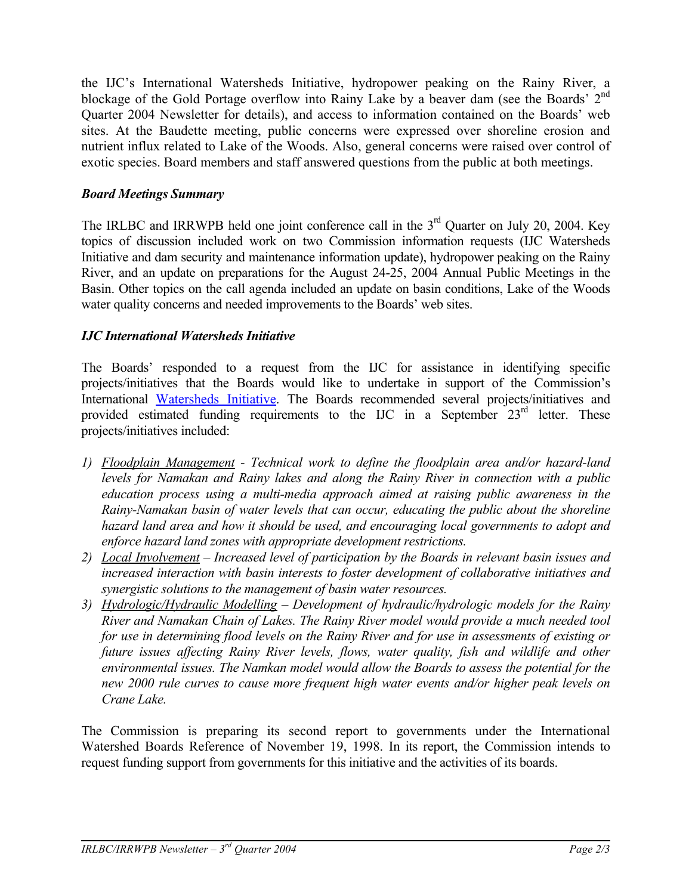the IJC's International Watersheds Initiative, hydropower peaking on the Rainy River, a blockage of the Gold Portage overflow into Rainy Lake by a beaver dam (see the Boards' 2nd Quarter 2004 Newsletter for details), and access to information contained on the Boards' web sites. At the Baudette meeting, public concerns were expressed over shoreline erosion and nutrient influx related to Lake of the Woods. Also, general concerns were raised over control of exotic species. Board members and staff answered questions from the public at both meetings.

### *Board Meetings Summary*

The IRLBC and IRRWPB held one joint conference call in the 3rd Quarter on July 20, 2004. Key topics of discussion included work on two Commission information requests (IJC Watersheds Initiative and dam security and maintenance information update), hydropower peaking on the Rainy River, and an update on preparations for the August 24-25, 2004 Annual Public Meetings in the Basin. Other topics on the call agenda included an update on basin conditions, Lake of the Woods water quality concerns and needed improvements to the Boards' web sites.

### *IJC International Watersheds Initiative*

The Boards' responded to a request from the IJC for assistance in identifying specific projects/initiatives that the Boards would like to undertake in support of the Commission's International Watersheds Initiative. The Boards recommended several projects/initiatives and provided estimated funding requirements to the IJC in a September 23rd letter. These projects/initiatives included:

1) *Floodplain Management - Technical work to define the floodplain area and/or hazard-land levels for Namakan and Rainy lakes and along the Rainy River in connection with a public education process using a multi-media approach aimed at raising public awareness in the Rainy-Namakan basin of water levels that can occur, educating the public about the shoreline hazard land area and how it should be used, and encouraging local governments to adopt and enforce hazard land zones with appropriate development restrictions.*
2) *Local Involvement – Increased level of participation by the Boards in relevant basin issues and increased interaction with basin interests to foster development of collaborative initiatives and synergistic solutions to the management of basin water resources.*
3) *Hydrologic/Hydraulic Modelling – Development of hydraulic/hydrologic models for the Rainy River and Namakan Chain of Lakes. The Rainy River model would provide a much needed tool for use in determining flood levels on the Rainy River and for use in assessments of existing or future issues affecting Rainy River levels, flows, water quality, fish and wildlife and other environmental issues. The Namkan model would allow the Boards to assess the potential for the new 2000 rule curves to cause more frequent high water events and/or higher peak levels on Crane Lake.*

The Commission is preparing its second report to governments under the International Watershed Boards Reference of November 19, 1998. In its report, the Commission intends to request funding support from governments for this initiative and the activities of its boards.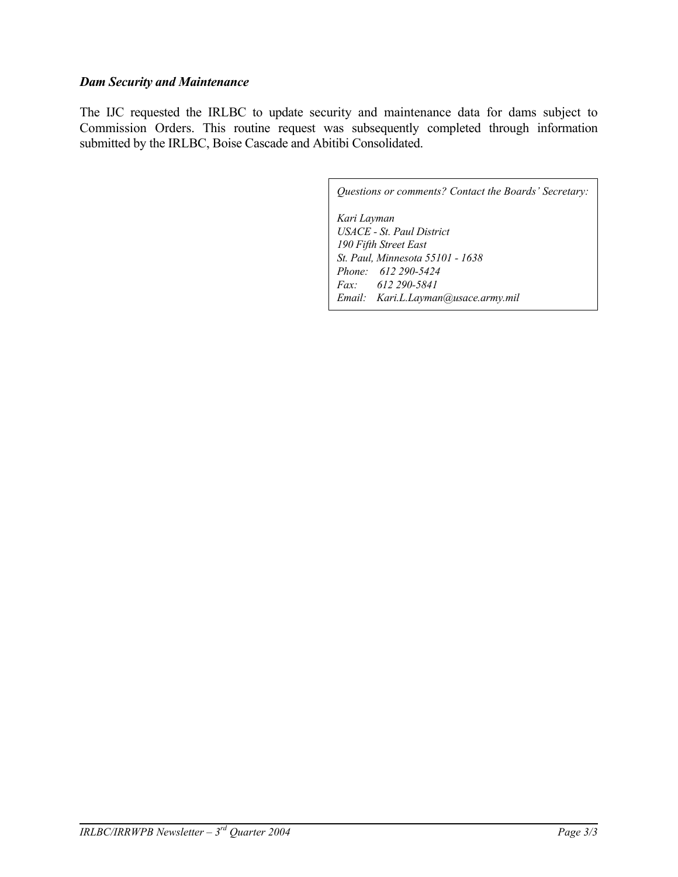### ***Dam Security and Maintenance***

The IJC requested the IRLBC to update security and maintenance data for dams subject to Commission Orders. This routine request was subsequently completed through information submitted by the IRLBC, Boise Cascade and Abitibi Consolidated.

*Questions or comments? Contact the Boards' Secretary:*

*Kari Layman*
*USACE - St. Paul District*
*190 Fifth Street East*
*St. Paul, Minnesota 55101 - 1638*
*Phone: 612 290-5424*
*Fax: 612 290-5841*
*Email: Kari.L.Layman@usace.army.mil*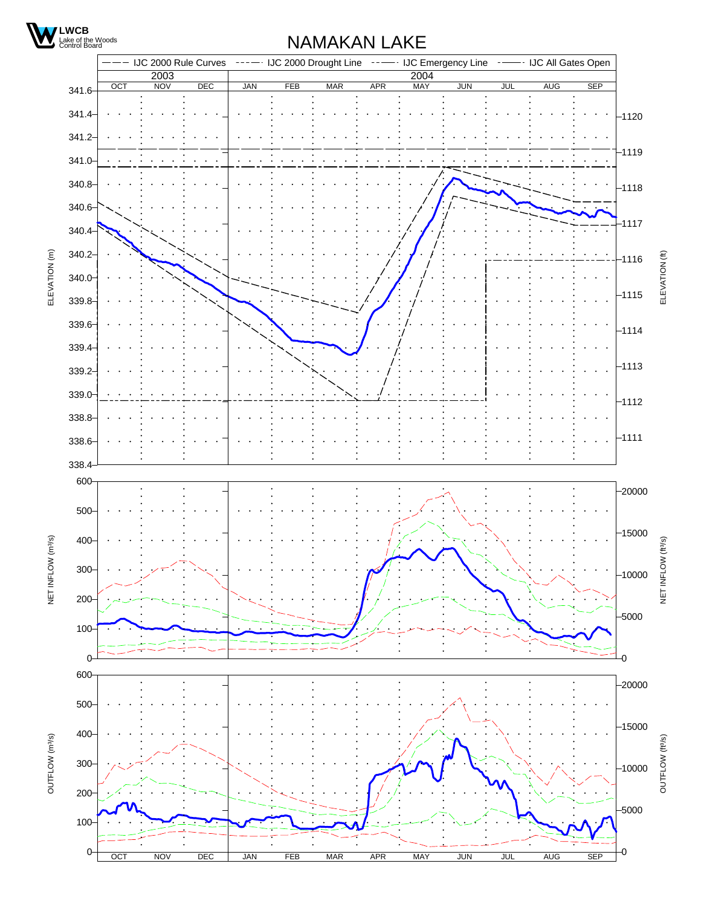LWCB
Lake of the Woods
Control Board

# NAMAKAN LAKE

IJC 2000 Rule Curves — IJC 2000 Drought Line — IJC Emergency Line — IJC All Gates Open

2003: OCT NOV DEC | 2004: JAN FEB MAR APR MAY JUN JUL AUG SEP

ELEVATION (m): 341.6, 341.4, 341.2, 341.0, 340.8, 340.6, 340.4, 340.2, 340.0, 339.8, 339.6, 339.4, 339.2, 339.0, 338.8, 338.6, 338.4

ELEVATION (ft): 1120, 1119, 1118, 1117, 1116, 1115, 1114, 1113, 1112, 1111

NET INFLOW (m³/s): 600, 500, 400, 300, 200, 100, 0

NET INFLOW (ft³/s): 20000, 15000, 10000, 5000, 0

OUTFLOW (m³/s): 600, 500, 400, 300, 200, 100, 0

OUTFLOW (ft³/s): 20000, 15000, 10000, 5000, 0

OCT NOV DEC JAN FEB MAR APR MAY JUN JUL AUG SEP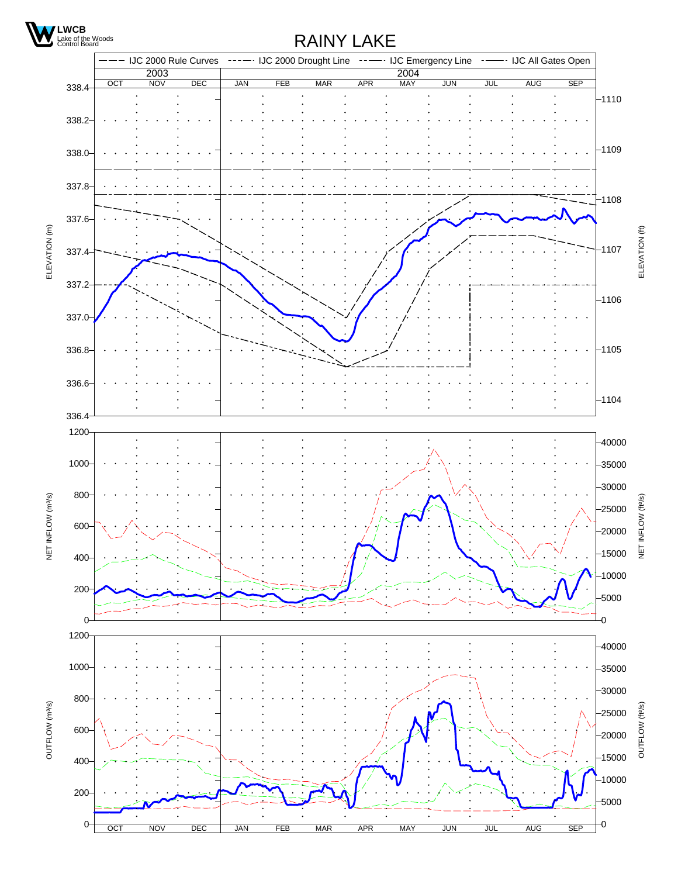LWCB
Lake of the Woods
Control Board

# RAINY LAKE

IJC 2000 Rule Curves
IJC 2000 Drought Line
IJC Emergency Line
IJC All Gates Open

2003
2004

OCT NOV DEC JAN FEB MAR APR MAY JUN JUL AUG SEP

ELEVATION (m)

338.4
338.2
338.0
337.8
337.6
337.4
337.2
337.0
336.8
336.6
336.4

ELEVATION (ft)

1110
1109
1108
1107
1106
1105
1104

NET INFLOW (m³/s)

1200
1000
800
600
400
200
0

NET INFLOW (ft³/s)

40000
35000
30000
25000
20000
15000
10000
5000
0

OUTFLOW (m³/s)

1200
1000
800
600
400
200
0

OUTFLOW (ft³/s)

40000
35000
30000
25000
20000
15000
10000
5000
0

OCT NOV DEC JAN FEB MAR APR MAY JUN JUL AUG SEP